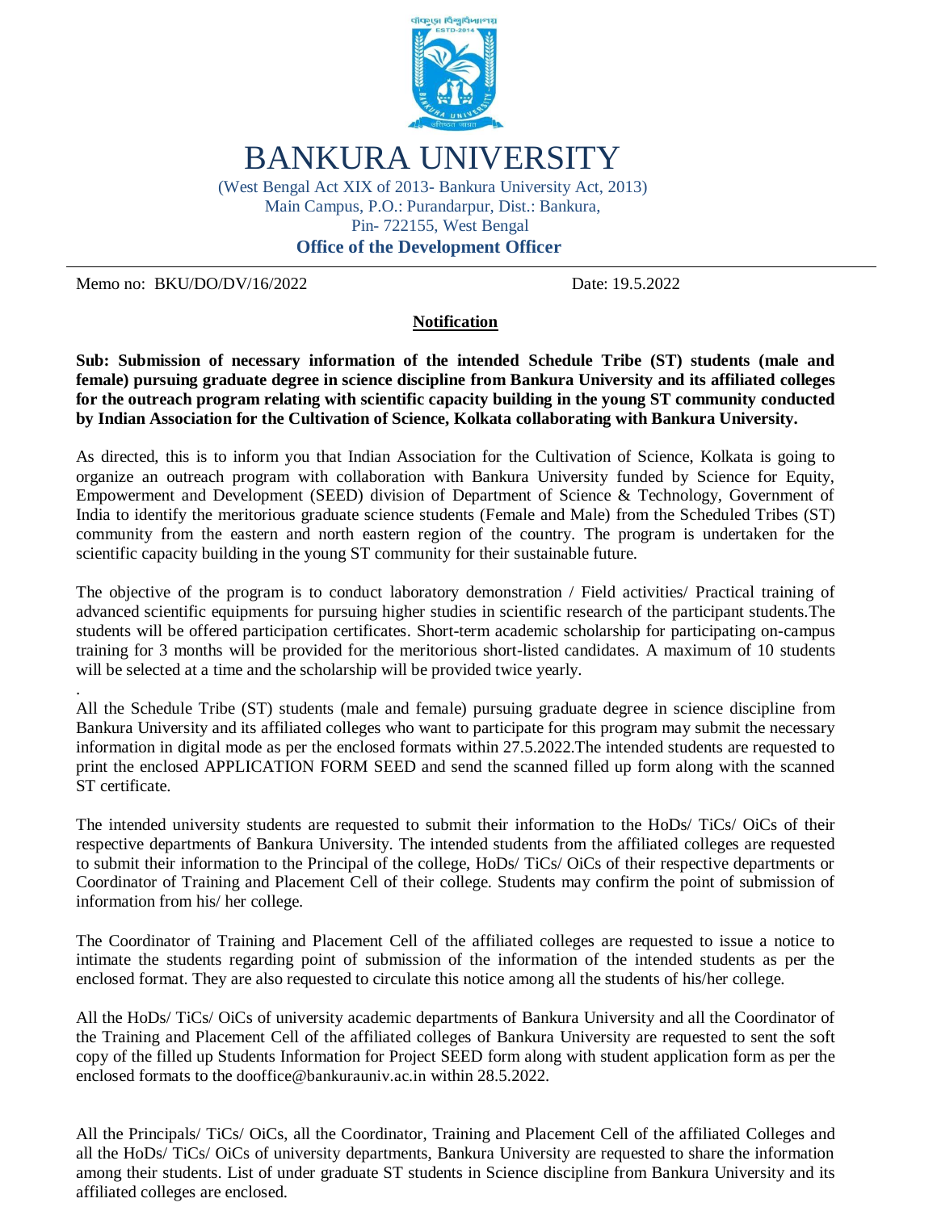# BANKURA UNIVERSITY

(West Bengal Act XIX of 2013- Bankura University Act, 2013)
Main Campus, P.O.: Purandarpur, Dist.: Bankura,
Pin- 722155, West Bengal

**Office of the Development Officer**

---

Memo no: BKU/DO/DV/16/2022 Date: 19.5.2022

## Notification

**Sub: Submission of necessary information of the intended Schedule Tribe (ST) students (male and female) pursuing graduate degree in science discipline from Bankura University and its affiliated colleges for the outreach program relating with scientific capacity building in the young ST community conducted by Indian Association for the Cultivation of Science, Kolkata collaborating with Bankura University.**

As directed, this is to inform you that Indian Association for the Cultivation of Science, Kolkata is going to organize an outreach program with collaboration with Bankura University funded by Science for Equity, Empowerment and Development (SEED) division of Department of Science & Technology, Government of India to identify the meritorious graduate science students (Female and Male) from the Scheduled Tribes (ST) community from the eastern and north eastern region of the country. The program is undertaken for the scientific capacity building in the young ST community for their sustainable future.

The objective of the program is to conduct laboratory demonstration / Field activities/ Practical training of advanced scientific equipments for pursuing higher studies in scientific research of the participant students.The students will be offered participation certificates. Short-term academic scholarship for participating on-campus training for 3 months will be provided for the meritorious short-listed candidates. A maximum of 10 students will be selected at a time and the scholarship will be provided twice yearly.

All the Schedule Tribe (ST) students (male and female) pursuing graduate degree in science discipline from Bankura University and its affiliated colleges who want to participate for this program may submit the necessary information in digital mode as per the enclosed formats within 27.5.2022.The intended students are requested to print the enclosed APPLICATION FORM SEED and send the scanned filled up form along with the scanned ST certificate.

The intended university students are requested to submit their information to the HoDs/ TiCs/ OiCs of their respective departments of Bankura University. The intended students from the affiliated colleges are requested to submit their information to the Principal of the college, HoDs/ TiCs/ OiCs of their respective departments or Coordinator of Training and Placement Cell of their college. Students may confirm the point of submission of information from his/ her college.

The Coordinator of Training and Placement Cell of the affiliated colleges are requested to issue a notice to intimate the students regarding point of submission of the information of the intended students as per the enclosed format. They are also requested to circulate this notice among all the students of his/her college.

All the HoDs/ TiCs/ OiCs of university academic departments of Bankura University and all the Coordinator of the Training and Placement Cell of the affiliated colleges of Bankura University are requested to sent the soft copy of the filled up Students Information for Project SEED form along with student application form as per the enclosed formats to the dooffice@bankurauniv.ac.in within 28.5.2022.

All the Principals/ TiCs/ OiCs, all the Coordinator, Training and Placement Cell of the affiliated Colleges and all the HoDs/ TiCs/ OiCs of university departments, Bankura University are requested to share the information among their students. List of under graduate ST students in Science discipline from Bankura University and its affiliated colleges are enclosed.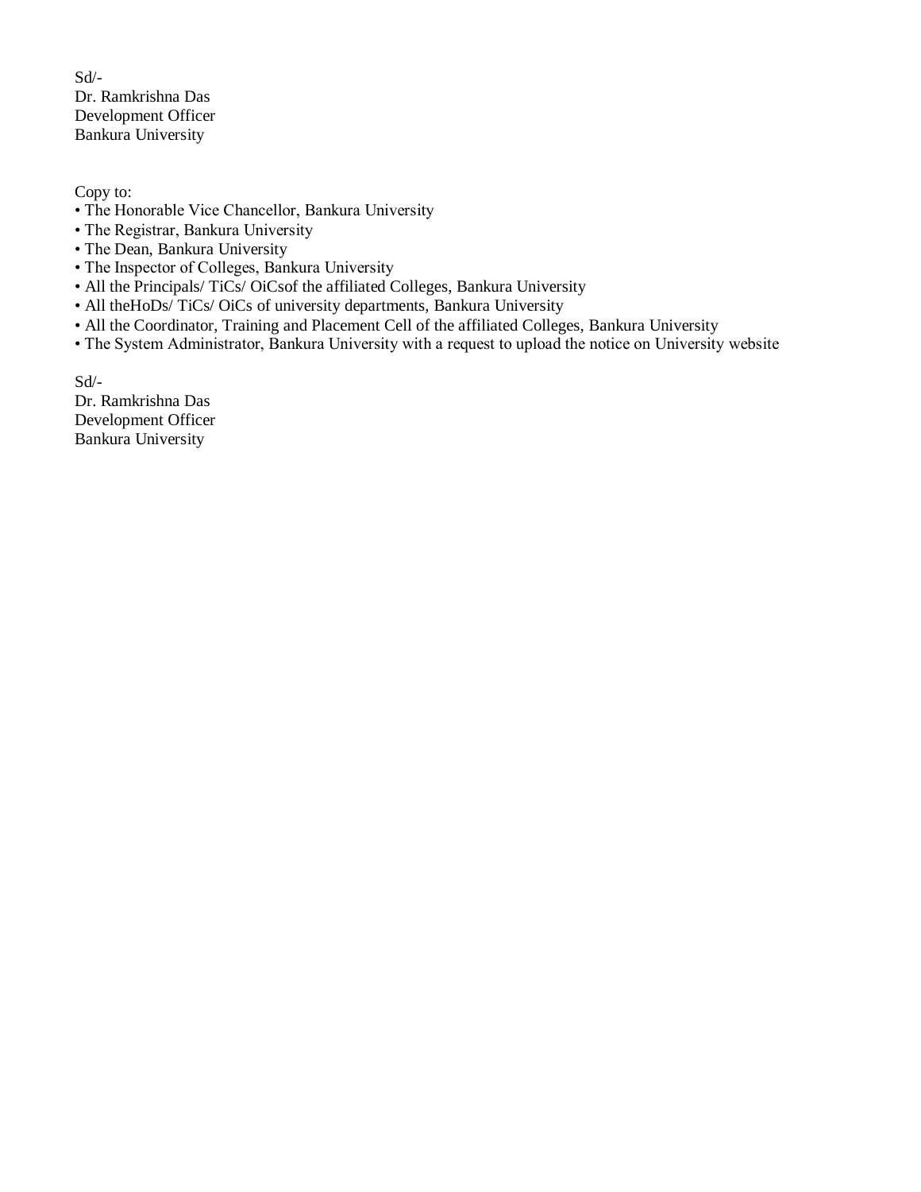Sd/-
Dr. Ramkrishna Das
Development Officer
Bankura University

Copy to:

- The Honorable Vice Chancellor, Bankura University
- The Registrar, Bankura University
- The Dean, Bankura University
- The Inspector of Colleges, Bankura University
- All the Principals/ TiCs/ OiCsof the affiliated Colleges, Bankura University
- All theHoDs/ TiCs/ OiCs of university departments, Bankura University
- All the Coordinator, Training and Placement Cell of the affiliated Colleges, Bankura University
- The System Administrator, Bankura University with a request to upload the notice on University website

Sd/-
Dr. Ramkrishna Das
Development Officer
Bankura University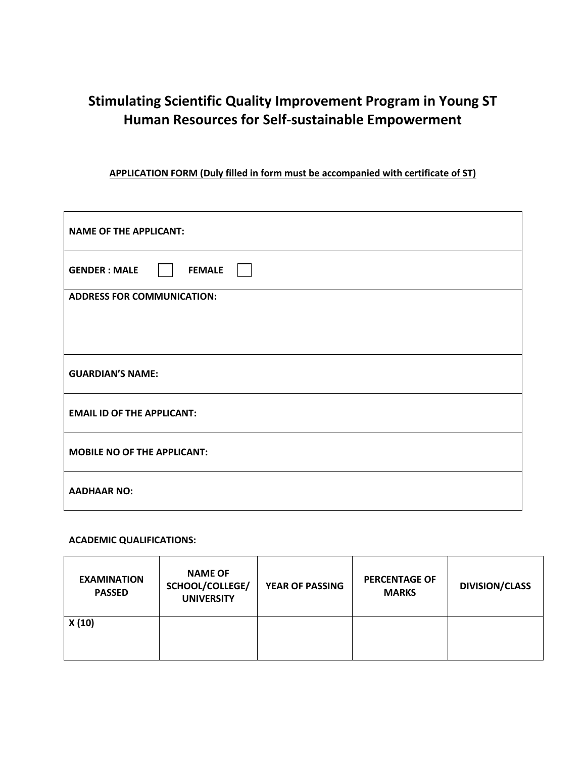# Stimulating Scientific Quality Improvement Program in Young ST Human Resources for Self-sustainable Empowerment

**APPLICATION FORM (Duly filled in form must be accompanied with certificate of ST)**

| **NAME OF THE APPLICANT:** |
|---|
| **GENDER : MALE** ☐ **FEMALE** ☐ |
| **ADDRESS FOR COMMUNICATION:** |
| **GUARDIAN'S NAME:** |
| **EMAIL ID OF THE APPLICANT:** |
| **MOBILE NO OF THE APPLICANT:** |
| **AADHAAR NO:** |

**ACADEMIC QUALIFICATIONS:**

| EXAMINATION PASSED | NAME OF SCHOOL/COLLEGE/ UNIVERSITY | YEAR OF PASSING | PERCENTAGE OF MARKS | DIVISION/CLASS |
|---|---|---|---|---|
| X (10) | | | | |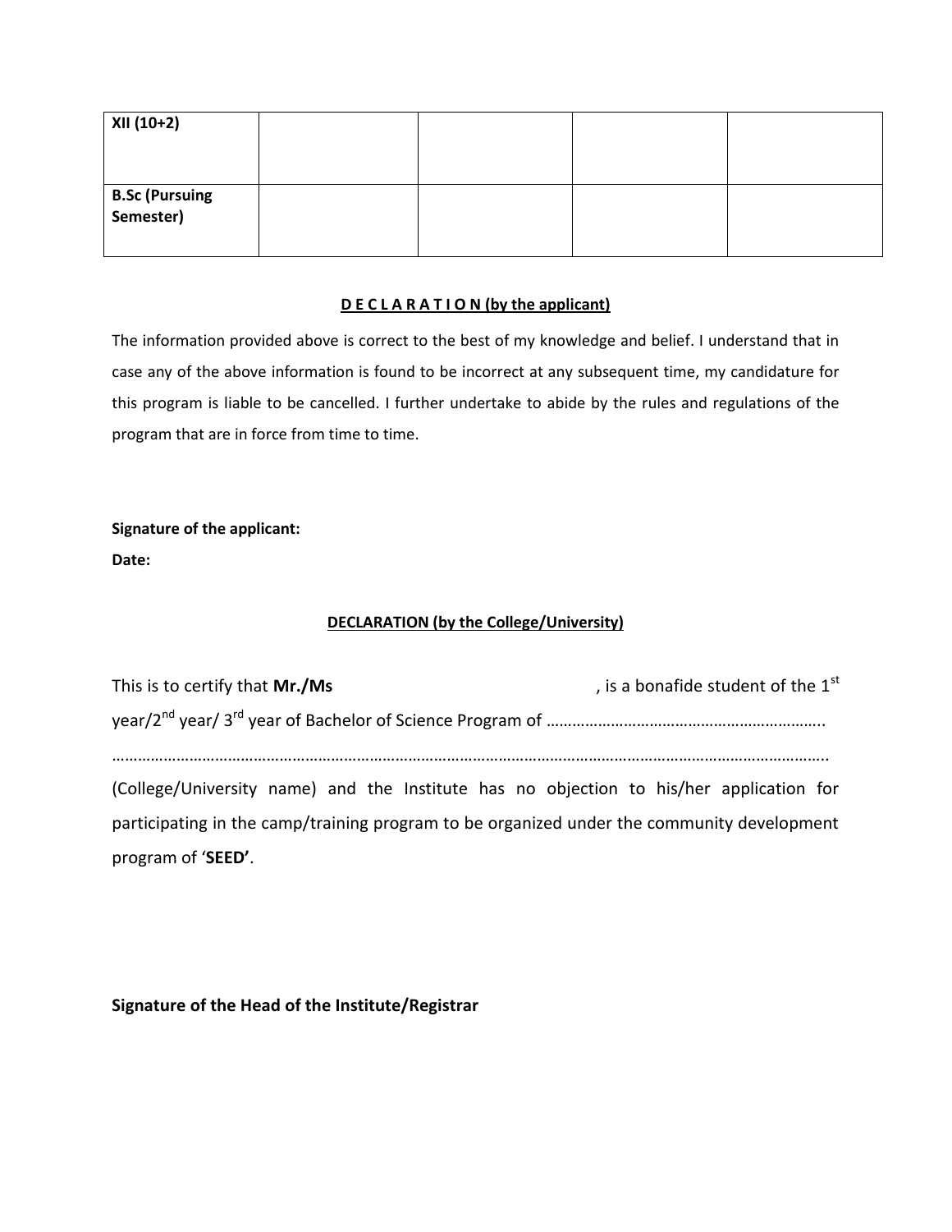| XII (10+2) | | | | |
|---|---|---|---|---|
| **B.Sc (Pursuing Semester)** | | | | |

**D E C L A R A T I O N (by the applicant)**

The information provided above is correct to the best of my knowledge and belief. I understand that in case any of the above information is found to be incorrect at any subsequent time, my candidature for this program is liable to be cancelled. I further undertake to abide by the rules and regulations of the program that are in force from time to time.

**Signature of the applicant:**

**Date:**

**DECLARATION (by the College/University)**

This is to certify that **Mr./Ms** , is a bonafide student of the 1st year/2nd year/ 3rd year of Bachelor of Science Program of ………………………………………………………..

…………………………………………………………………………………………………………………………………………………..

(College/University name) and the Institute has no objection to his/her application for participating in the camp/training program to be organized under the community development program of '**SEED'**.

**Signature of the Head of the Institute/Registrar**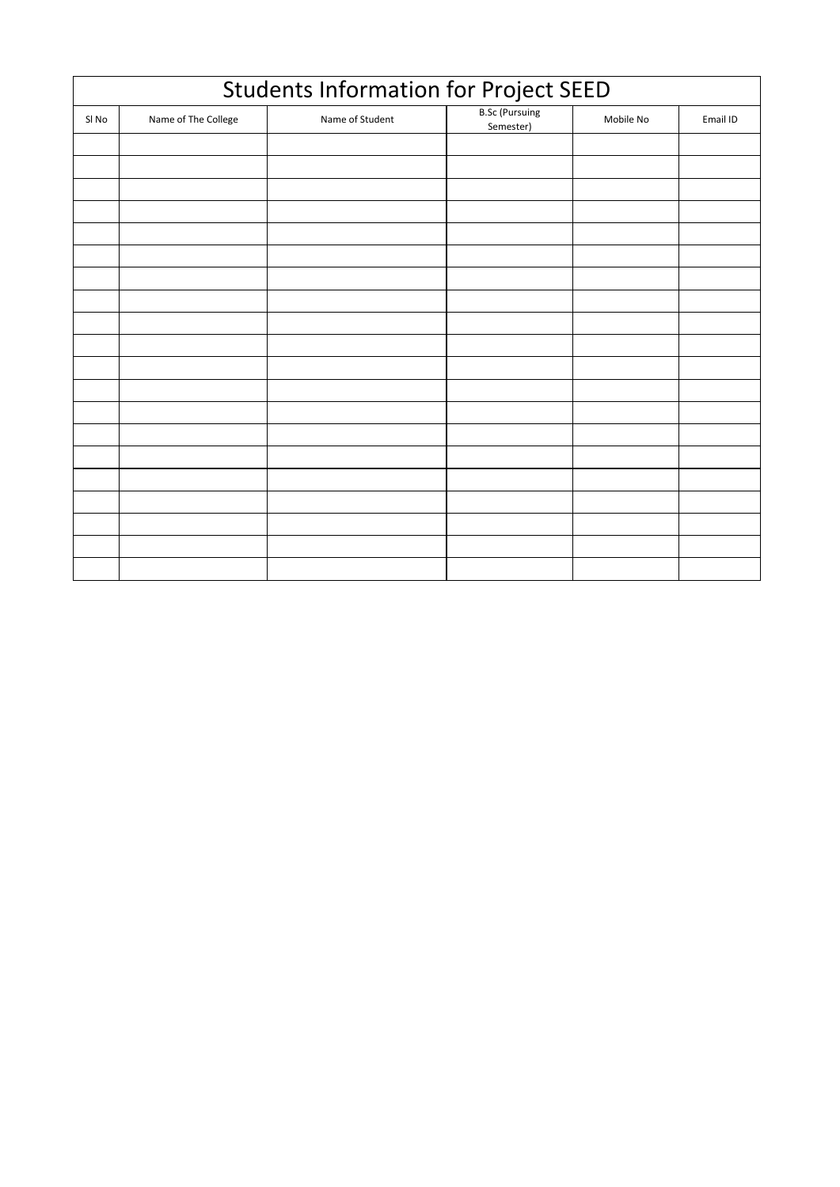# Students Information for Project SEED

| Sl No | Name of The College | Name of Student | B.Sc (Pursuing Semester) | Mobile No | Email ID |
|---|---|---|---|---|---|
| | | | | | |
| | | | | | |
| | | | | | |
| | | | | | |
| | | | | | |
| | | | | | |
| | | | | | |
| | | | | | |
| | | | | | |
| | | | | | |
| | | | | | |
| | | | | | |
| | | | | | |
| | | | | | |
| | | | | | |
| | | | | | |
| | | | | | |
| | | | | | |
| | | | | | |
| | | | | | |